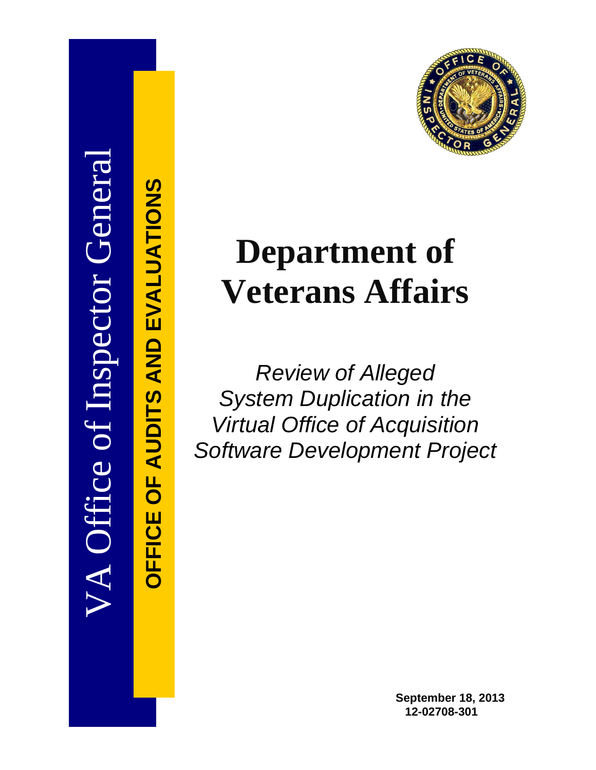VA Office of Inspector General

OFFICE OF AUDITS AND EVALUATIONS

# Department of Veterans Affairs

*Review of Alleged System Duplication in the Virtual Office of Acquisition Software Development Project*

**September 18, 2013**
**12-02708-301**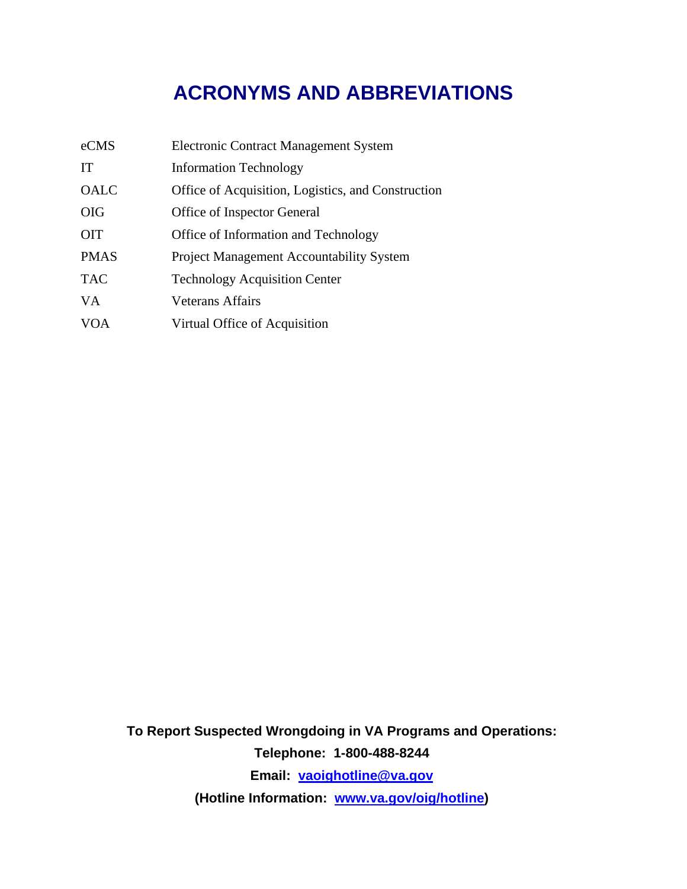# ACRONYMS AND ABBREVIATIONS

| | |
|---|---|
| eCMS | Electronic Contract Management System |
| IT | Information Technology |
| OALC | Office of Acquisition, Logistics, and Construction |
| OIG | Office of Inspector General |
| OIT | Office of Information and Technology |
| PMAS | Project Management Accountability System |
| TAC | Technology Acquisition Center |
| VA | Veterans Affairs |
| VOA | Virtual Office of Acquisition |

**To Report Suspected Wrongdoing in VA Programs and Operations:**

**Telephone: 1-800-488-8244**

**Email: [vaoighotline@va.gov](mailto:vaoighotline@va.gov)**

**(Hotline Information: [www.va.gov/oig/hotline](http://www.va.gov/oig/hotline))**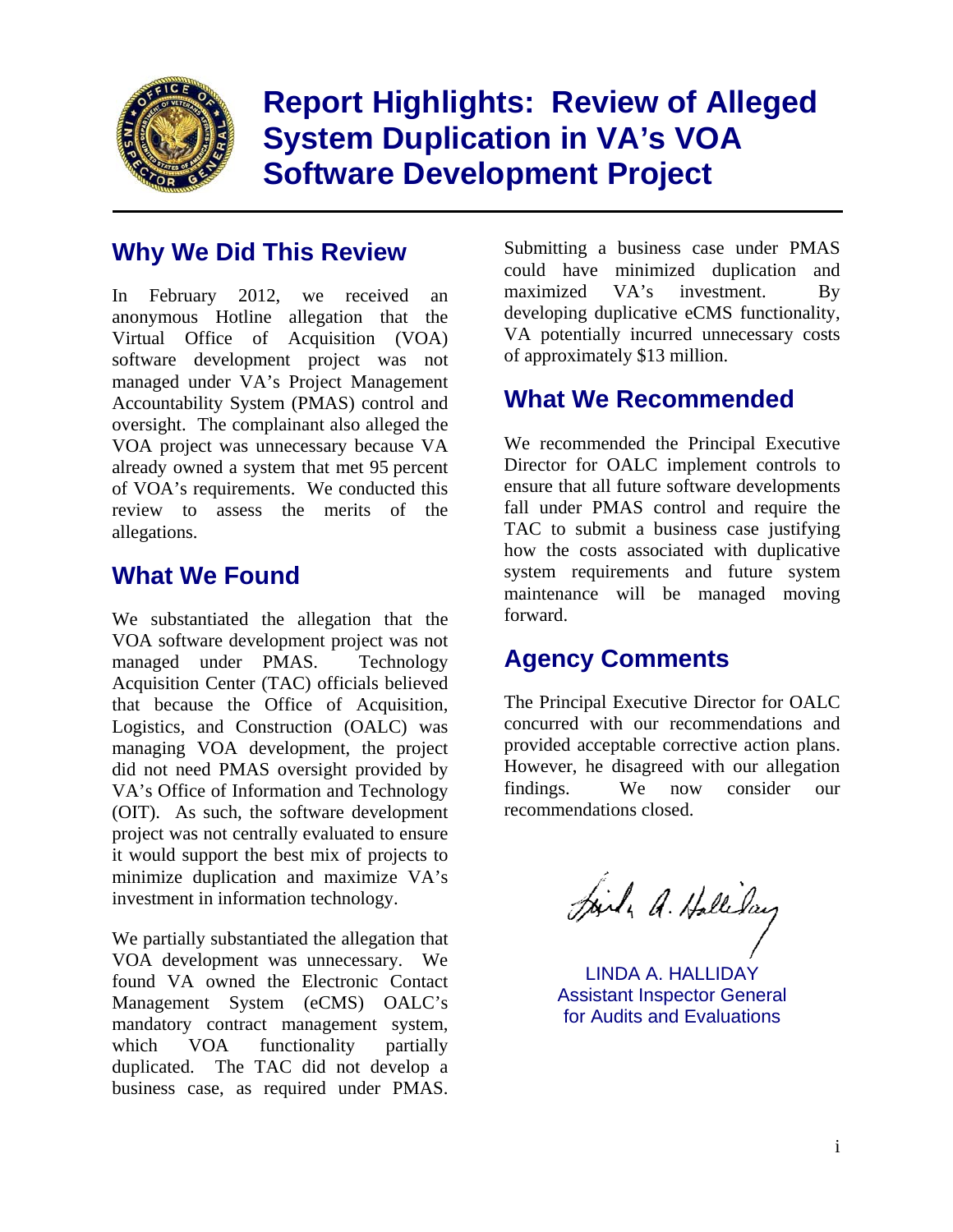# Report Highlights: Review of Alleged System Duplication in VA's VOA Software Development Project

## Why We Did This Review

In February 2012, we received an anonymous Hotline allegation that the Virtual Office of Acquisition (VOA) software development project was not managed under VA's Project Management Accountability System (PMAS) control and oversight. The complainant also alleged the VOA project was unnecessary because VA already owned a system that met 95 percent of VOA's requirements. We conducted this review to assess the merits of the allegations.

## What We Found

We substantiated the allegation that the VOA software development project was not managed under PMAS. Technology Acquisition Center (TAC) officials believed that because the Office of Acquisition, Logistics, and Construction (OALC) was managing VOA development, the project did not need PMAS oversight provided by VA's Office of Information and Technology (OIT). As such, the software development project was not centrally evaluated to ensure it would support the best mix of projects to minimize duplication and maximize VA's investment in information technology.

We partially substantiated the allegation that VOA development was unnecessary. We found VA owned the Electronic Contact Management System (eCMS) OALC's mandatory contract management system, which VOA functionality partially duplicated. The TAC did not develop a business case, as required under PMAS. Submitting a business case under PMAS could have minimized duplication and maximized VA's investment. By developing duplicative eCMS functionality, VA potentially incurred unnecessary costs of approximately $13 million.

## What We Recommended

We recommended the Principal Executive Director for OALC implement controls to ensure that all future software developments fall under PMAS control and require the TAC to submit a business case justifying how the costs associated with duplicative system requirements and future system maintenance will be managed moving forward.

## Agency Comments

The Principal Executive Director for OALC concurred with our recommendations and provided acceptable corrective action plans. However, he disagreed with our allegation findings. We now consider our recommendations closed.

LINDA A. HALLIDAY
Assistant Inspector General
for Audits and Evaluations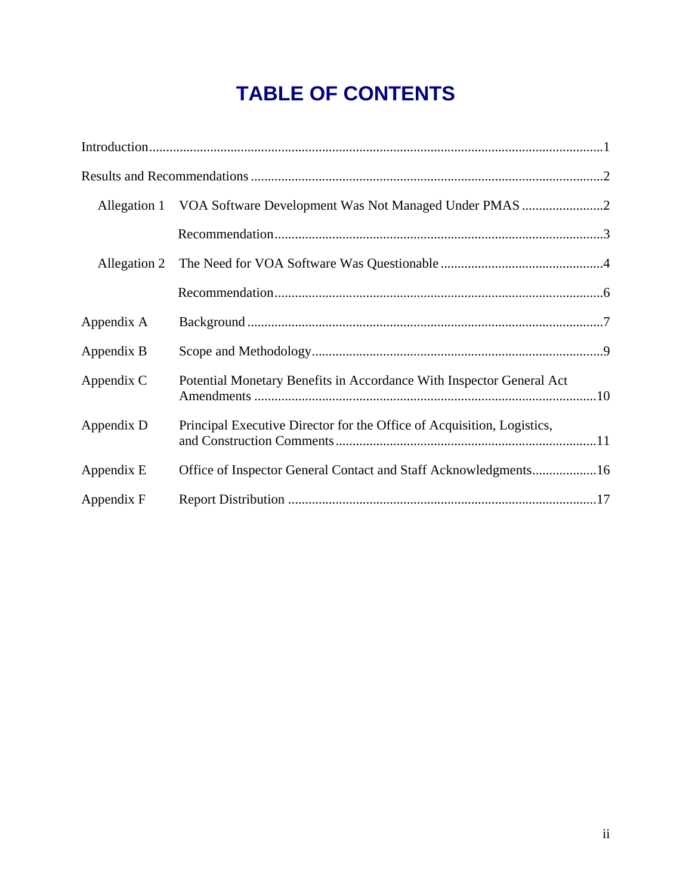# TABLE OF CONTENTS

| | | |
|---|---|---|
| Introduction | | 1 |
| Results and Recommendations | | 2 |
| Allegation 1 | VOA Software Development Was Not Managed Under PMAS | 2 |
| | Recommendation | 3 |
| Allegation 2 | The Need for VOA Software Was Questionable | 4 |
| | Recommendation | 6 |
| Appendix A | Background | 7 |
| Appendix B | Scope and Methodology | 9 |
| Appendix C | Potential Monetary Benefits in Accordance With Inspector General Act Amendments | 10 |
| Appendix D | Principal Executive Director for the Office of Acquisition, Logistics, and Construction Comments | 11 |
| Appendix E | Office of Inspector General Contact and Staff Acknowledgments | 16 |
| Appendix F | Report Distribution | 17 |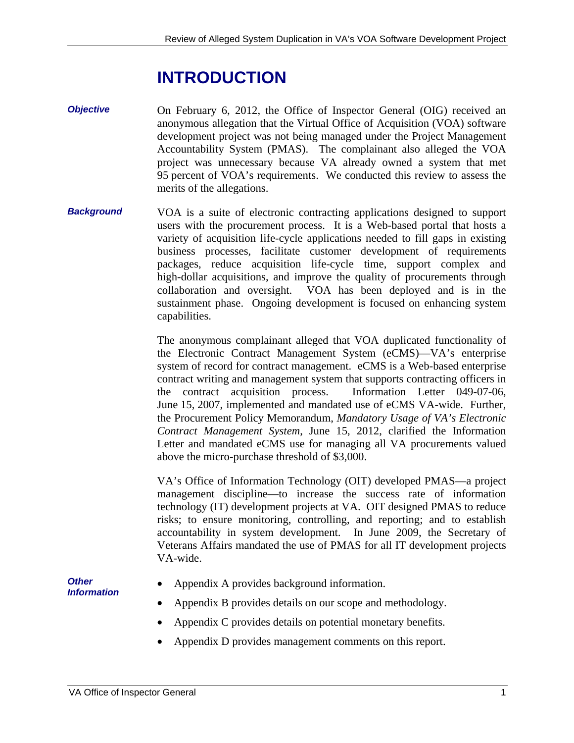# INTRODUCTION

***Objective***

On February 6, 2012, the Office of Inspector General (OIG) received an anonymous allegation that the Virtual Office of Acquisition (VOA) software development project was not being managed under the Project Management Accountability System (PMAS). The complainant also alleged the VOA project was unnecessary because VA already owned a system that met 95 percent of VOA's requirements. We conducted this review to assess the merits of the allegations.

***Background***

VOA is a suite of electronic contracting applications designed to support users with the procurement process. It is a Web-based portal that hosts a variety of acquisition life-cycle applications needed to fill gaps in existing business processes, facilitate customer development of requirements packages, reduce acquisition life-cycle time, support complex and high-dollar acquisitions, and improve the quality of procurements through collaboration and oversight. VOA has been deployed and is in the sustainment phase. Ongoing development is focused on enhancing system capabilities.

The anonymous complainant alleged that VOA duplicated functionality of the Electronic Contract Management System (eCMS)—VA's enterprise system of record for contract management. eCMS is a Web-based enterprise contract writing and management system that supports contracting officers in the contract acquisition process. Information Letter 049-07-06, June 15, 2007, implemented and mandated use of eCMS VA-wide. Further, the Procurement Policy Memorandum, *Mandatory Usage of VA's Electronic Contract Management System*, June 15, 2012, clarified the Information Letter and mandated eCMS use for managing all VA procurements valued above the micro-purchase threshold of $3,000.

VA's Office of Information Technology (OIT) developed PMAS—a project management discipline—to increase the success rate of information technology (IT) development projects at VA. OIT designed PMAS to reduce risks; to ensure monitoring, controlling, and reporting; and to establish accountability in system development. In June 2009, the Secretary of Veterans Affairs mandated the use of PMAS for all IT development projects VA-wide.

***Other Information***

- Appendix A provides background information.
- Appendix B provides details on our scope and methodology.
- Appendix C provides details on potential monetary benefits.
- Appendix D provides management comments on this report.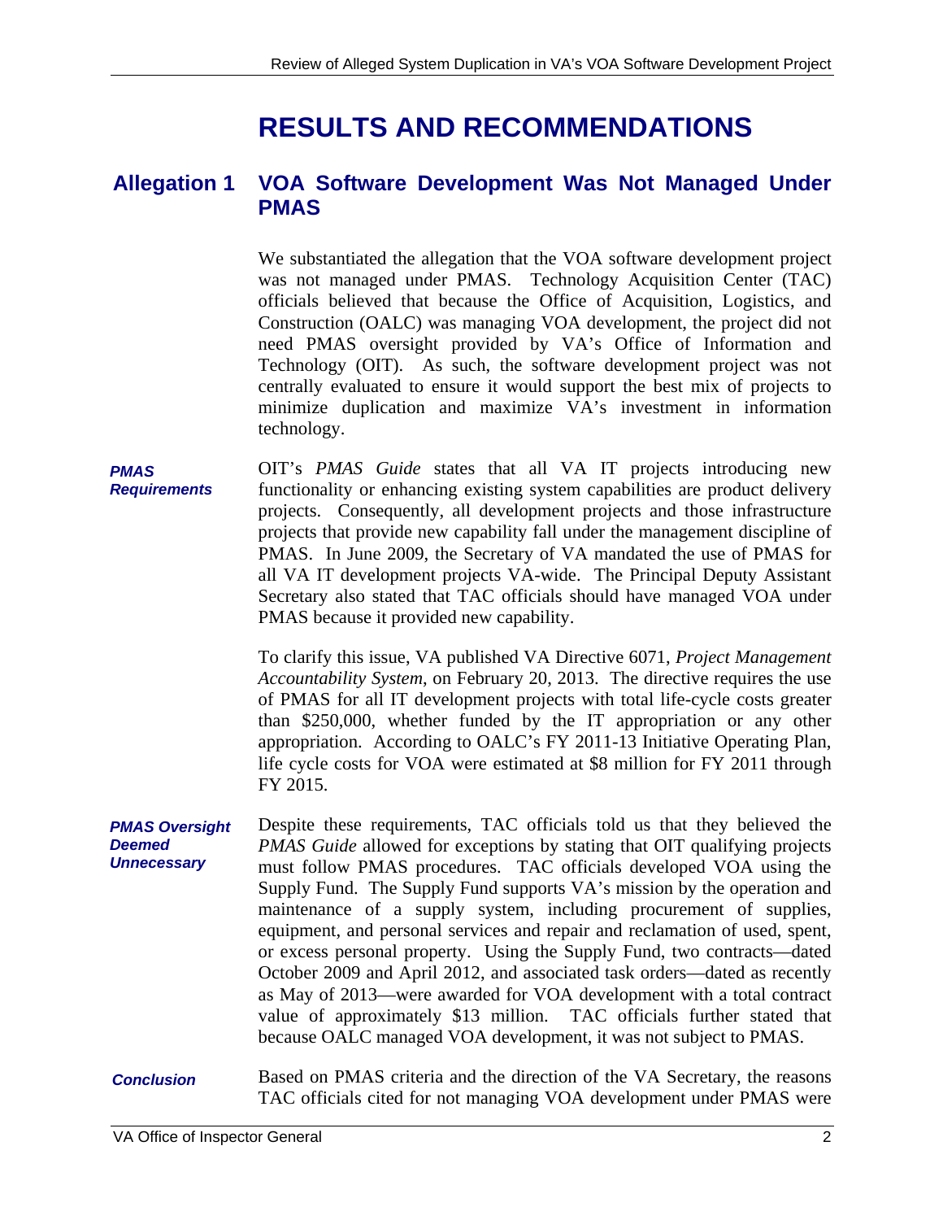# RESULTS AND RECOMMENDATIONS

## Allegation 1 VOA Software Development Was Not Managed Under PMAS

We substantiated the allegation that the VOA software development project was not managed under PMAS. Technology Acquisition Center (TAC) officials believed that because the Office of Acquisition, Logistics, and Construction (OALC) was managing VOA development, the project did not need PMAS oversight provided by VA's Office of Information and Technology (OIT). As such, the software development project was not centrally evaluated to ensure it would support the best mix of projects to minimize duplication and maximize VA's investment in information technology.

***PMAS Requirements***

OIT's *PMAS Guide* states that all VA IT projects introducing new functionality or enhancing existing system capabilities are product delivery projects. Consequently, all development projects and those infrastructure projects that provide new capability fall under the management discipline of PMAS. In June 2009, the Secretary of VA mandated the use of PMAS for all VA IT development projects VA-wide. The Principal Deputy Assistant Secretary also stated that TAC officials should have managed VOA under PMAS because it provided new capability.

To clarify this issue, VA published VA Directive 6071, *Project Management Accountability System*, on February 20, 2013. The directive requires the use of PMAS for all IT development projects with total life-cycle costs greater than $250,000, whether funded by the IT appropriation or any other appropriation. According to OALC's FY 2011-13 Initiative Operating Plan, life cycle costs for VOA were estimated at $8 million for FY 2011 through FY 2015.

***PMAS Oversight Deemed Unnecessary***

Despite these requirements, TAC officials told us that they believed the *PMAS Guide* allowed for exceptions by stating that OIT qualifying projects must follow PMAS procedures. TAC officials developed VOA using the Supply Fund. The Supply Fund supports VA's mission by the operation and maintenance of a supply system, including procurement of supplies, equipment, and personal services and repair and reclamation of used, spent, or excess personal property. Using the Supply Fund, two contracts—dated October 2009 and April 2012, and associated task orders—dated as recently as May of 2013—were awarded for VOA development with a total contract value of approximately $13 million. TAC officials further stated that because OALC managed VOA development, it was not subject to PMAS.

***Conclusion***

Based on PMAS criteria and the direction of the VA Secretary, the reasons TAC officials cited for not managing VOA development under PMAS were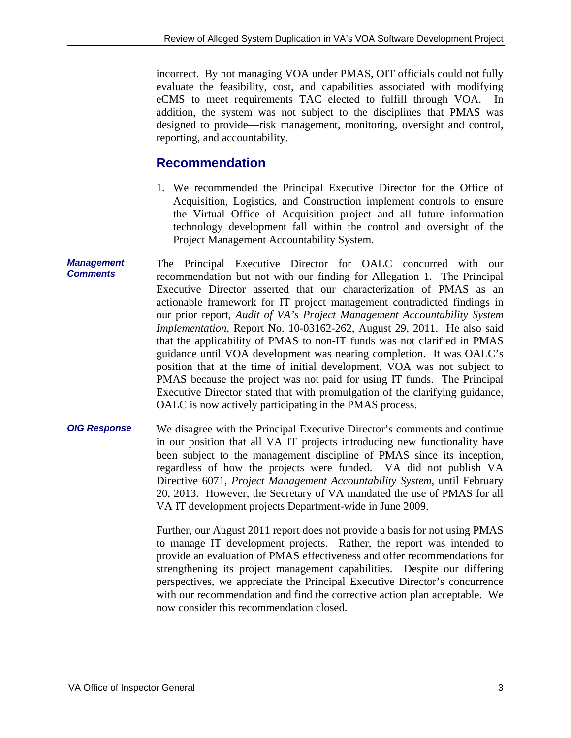incorrect. By not managing VOA under PMAS, OIT officials could not fully evaluate the feasibility, cost, and capabilities associated with modifying eCMS to meet requirements TAC elected to fulfill through VOA. In addition, the system was not subject to the disciplines that PMAS was designed to provide—risk management, monitoring, oversight and control, reporting, and accountability.

## Recommendation

1. We recommended the Principal Executive Director for the Office of Acquisition, Logistics, and Construction implement controls to ensure the Virtual Office of Acquisition project and all future information technology development fall within the control and oversight of the Project Management Accountability System.

***Management Comments***

The Principal Executive Director for OALC concurred with our recommendation but not with our finding for Allegation 1. The Principal Executive Director asserted that our characterization of PMAS as an actionable framework for IT project management contradicted findings in our prior report, *Audit of VA's Project Management Accountability System Implementation*, Report No. 10-03162-262, August 29, 2011. He also said that the applicability of PMAS to non-IT funds was not clarified in PMAS guidance until VOA development was nearing completion. It was OALC's position that at the time of initial development, VOA was not subject to PMAS because the project was not paid for using IT funds. The Principal Executive Director stated that with promulgation of the clarifying guidance, OALC is now actively participating in the PMAS process.

***OIG Response***

We disagree with the Principal Executive Director's comments and continue in our position that all VA IT projects introducing new functionality have been subject to the management discipline of PMAS since its inception, regardless of how the projects were funded. VA did not publish VA Directive 6071, *Project Management Accountability System*, until February 20, 2013. However, the Secretary of VA mandated the use of PMAS for all VA IT development projects Department-wide in June 2009.

Further, our August 2011 report does not provide a basis for not using PMAS to manage IT development projects. Rather, the report was intended to provide an evaluation of PMAS effectiveness and offer recommendations for strengthening its project management capabilities. Despite our differing perspectives, we appreciate the Principal Executive Director's concurrence with our recommendation and find the corrective action plan acceptable. We now consider this recommendation closed.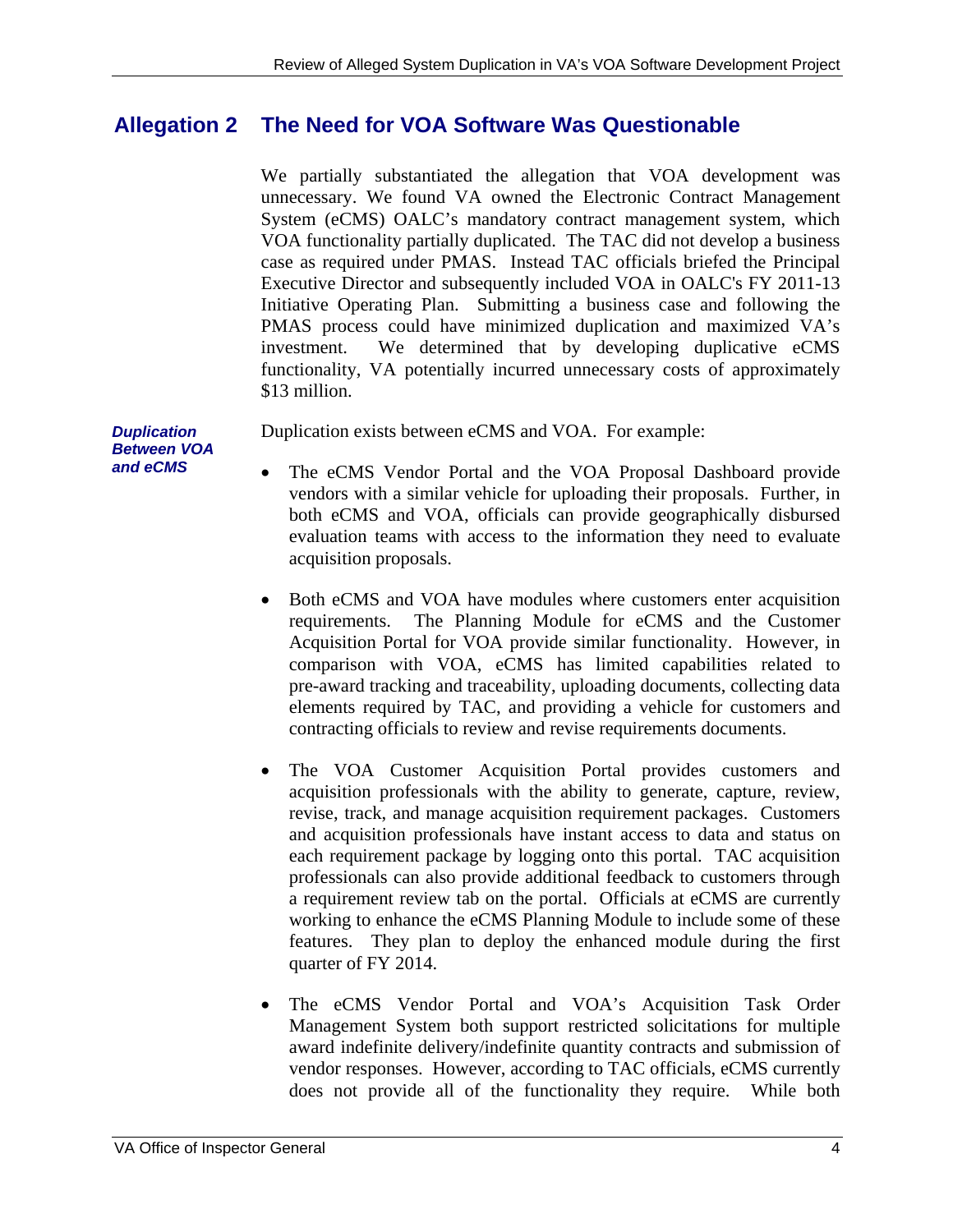## Allegation 2 The Need for VOA Software Was Questionable

We partially substantiated the allegation that VOA development was unnecessary. We found VA owned the Electronic Contract Management System (eCMS) OALC's mandatory contract management system, which VOA functionality partially duplicated. The TAC did not develop a business case as required under PMAS. Instead TAC officials briefed the Principal Executive Director and subsequently included VOA in OALC's FY 2011-13 Initiative Operating Plan. Submitting a business case and following the PMAS process could have minimized duplication and maximized VA's investment. We determined that by developing duplicative eCMS functionality, VA potentially incurred unnecessary costs of approximately $13 million.

***Duplication Between VOA and eCMS***

Duplication exists between eCMS and VOA. For example:

- The eCMS Vendor Portal and the VOA Proposal Dashboard provide vendors with a similar vehicle for uploading their proposals. Further, in both eCMS and VOA, officials can provide geographically disbursed evaluation teams with access to the information they need to evaluate acquisition proposals.

- Both eCMS and VOA have modules where customers enter acquisition requirements. The Planning Module for eCMS and the Customer Acquisition Portal for VOA provide similar functionality. However, in comparison with VOA, eCMS has limited capabilities related to pre-award tracking and traceability, uploading documents, collecting data elements required by TAC, and providing a vehicle for customers and contracting officials to review and revise requirements documents.

- The VOA Customer Acquisition Portal provides customers and acquisition professionals with the ability to generate, capture, review, revise, track, and manage acquisition requirement packages. Customers and acquisition professionals have instant access to data and status on each requirement package by logging onto this portal. TAC acquisition professionals can also provide additional feedback to customers through a requirement review tab on the portal. Officials at eCMS are currently working to enhance the eCMS Planning Module to include some of these features. They plan to deploy the enhanced module during the first quarter of FY 2014.

- The eCMS Vendor Portal and VOA's Acquisition Task Order Management System both support restricted solicitations for multiple award indefinite delivery/indefinite quantity contracts and submission of vendor responses. However, according to TAC officials, eCMS currently does not provide all of the functionality they require. While both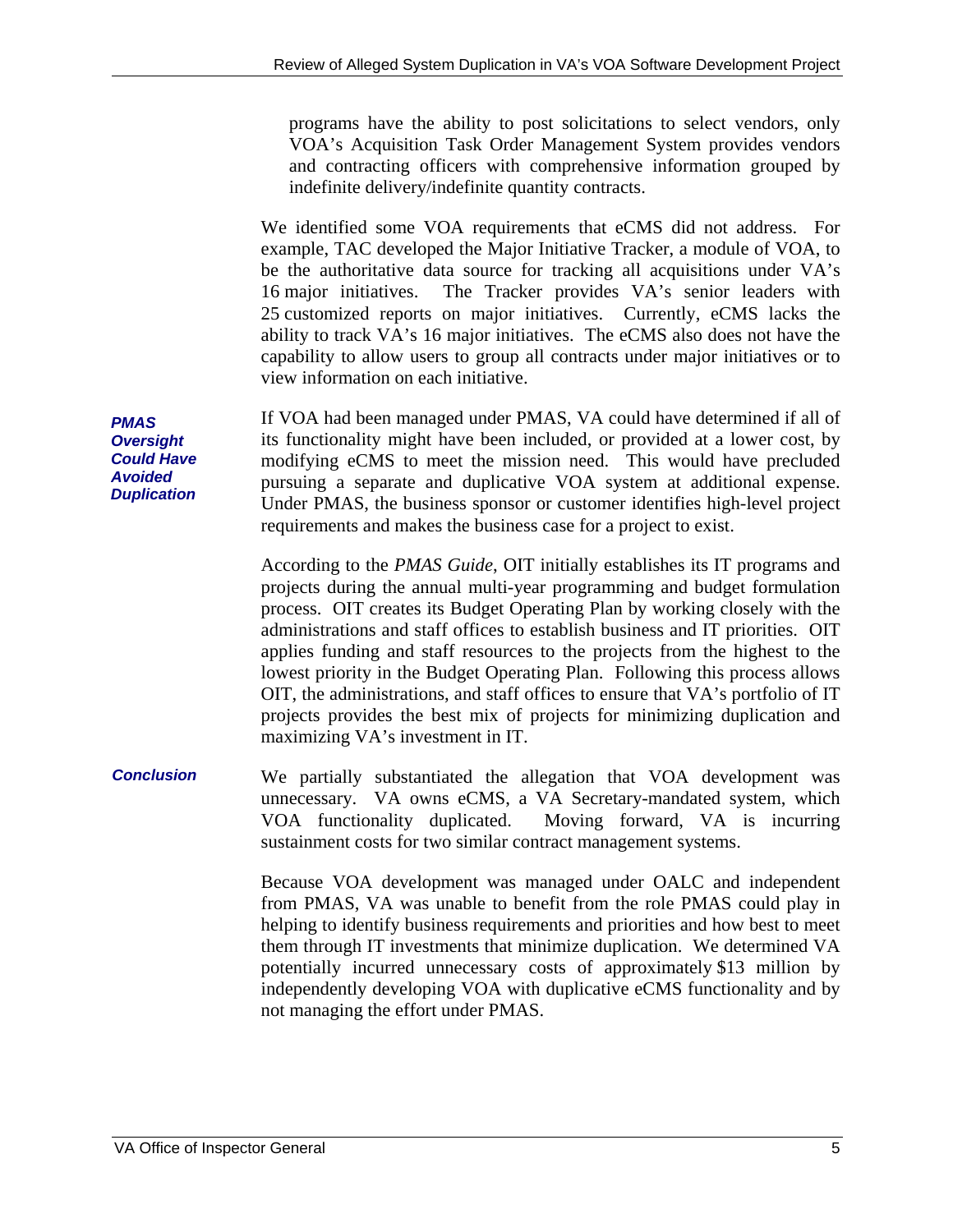programs have the ability to post solicitations to select vendors, only VOA's Acquisition Task Order Management System provides vendors and contracting officers with comprehensive information grouped by indefinite delivery/indefinite quantity contracts.

We identified some VOA requirements that eCMS did not address. For example, TAC developed the Major Initiative Tracker, a module of VOA, to be the authoritative data source for tracking all acquisitions under VA's 16 major initiatives. The Tracker provides VA's senior leaders with 25 customized reports on major initiatives. Currently, eCMS lacks the ability to track VA's 16 major initiatives. The eCMS also does not have the capability to allow users to group all contracts under major initiatives or to view information on each initiative.

***PMAS Oversight Could Have Avoided Duplication***

If VOA had been managed under PMAS, VA could have determined if all of its functionality might have been included, or provided at a lower cost, by modifying eCMS to meet the mission need. This would have precluded pursuing a separate and duplicative VOA system at additional expense. Under PMAS, the business sponsor or customer identifies high-level project requirements and makes the business case for a project to exist.

According to the *PMAS Guide*, OIT initially establishes its IT programs and projects during the annual multi-year programming and budget formulation process. OIT creates its Budget Operating Plan by working closely with the administrations and staff offices to establish business and IT priorities. OIT applies funding and staff resources to the projects from the highest to the lowest priority in the Budget Operating Plan. Following this process allows OIT, the administrations, and staff offices to ensure that VA's portfolio of IT projects provides the best mix of projects for minimizing duplication and maximizing VA's investment in IT.

***Conclusion***

We partially substantiated the allegation that VOA development was unnecessary. VA owns eCMS, a VA Secretary-mandated system, which VOA functionality duplicated. Moving forward, VA is incurring sustainment costs for two similar contract management systems.

Because VOA development was managed under OALC and independent from PMAS, VA was unable to benefit from the role PMAS could play in helping to identify business requirements and priorities and how best to meet them through IT investments that minimize duplication. We determined VA potentially incurred unnecessary costs of approximately $13 million by independently developing VOA with duplicative eCMS functionality and by not managing the effort under PMAS.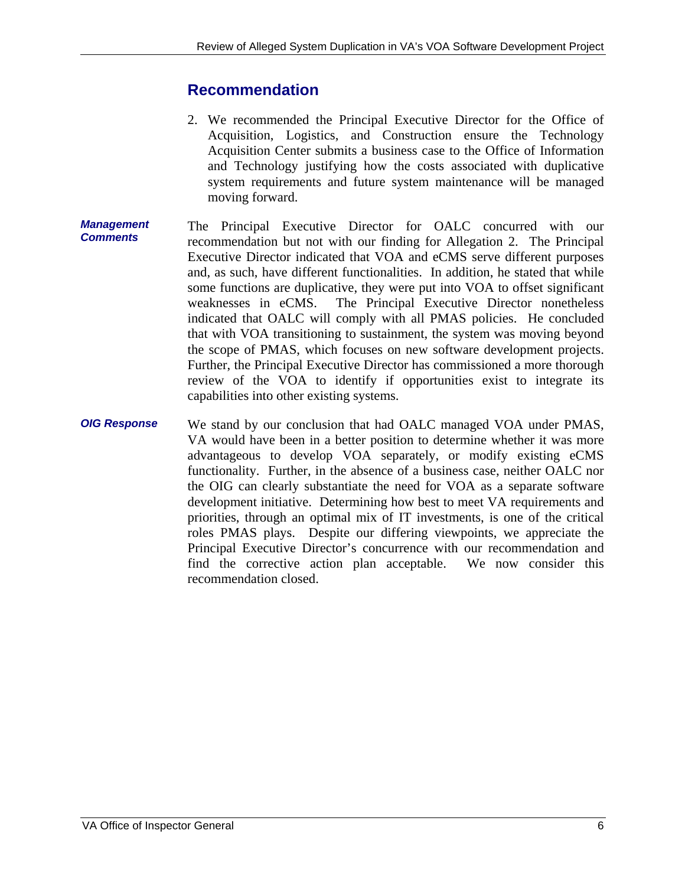## Recommendation

2. We recommended the Principal Executive Director for the Office of Acquisition, Logistics, and Construction ensure the Technology Acquisition Center submits a business case to the Office of Information and Technology justifying how the costs associated with duplicative system requirements and future system maintenance will be managed moving forward.

***Management Comments***

The Principal Executive Director for OALC concurred with our recommendation but not with our finding for Allegation 2. The Principal Executive Director indicated that VOA and eCMS serve different purposes and, as such, have different functionalities. In addition, he stated that while some functions are duplicative, they were put into VOA to offset significant weaknesses in eCMS. The Principal Executive Director nonetheless indicated that OALC will comply with all PMAS policies. He concluded that with VOA transitioning to sustainment, the system was moving beyond the scope of PMAS, which focuses on new software development projects. Further, the Principal Executive Director has commissioned a more thorough review of the VOA to identify if opportunities exist to integrate its capabilities into other existing systems.

***OIG Response***

We stand by our conclusion that had OALC managed VOA under PMAS, VA would have been in a better position to determine whether it was more advantageous to develop VOA separately, or modify existing eCMS functionality. Further, in the absence of a business case, neither OALC nor the OIG can clearly substantiate the need for VOA as a separate software development initiative. Determining how best to meet VA requirements and priorities, through an optimal mix of IT investments, is one of the critical roles PMAS plays. Despite our differing viewpoints, we appreciate the Principal Executive Director's concurrence with our recommendation and find the corrective action plan acceptable. We now consider this recommendation closed.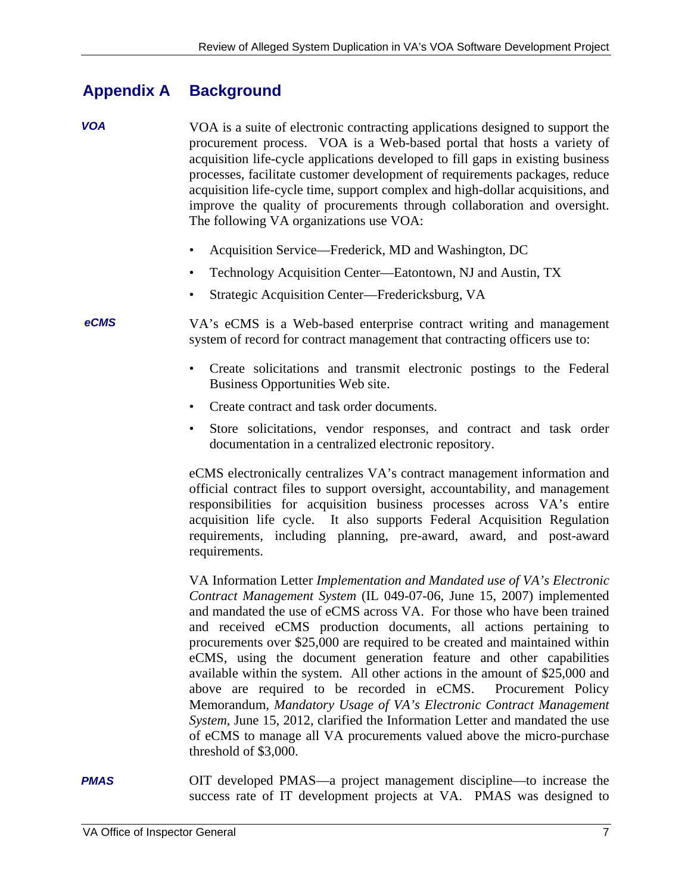# Appendix A Background

***VOA***

VOA is a suite of electronic contracting applications designed to support the procurement process. VOA is a Web-based portal that hosts a variety of acquisition life-cycle applications developed to fill gaps in existing business processes, facilitate customer development of requirements packages, reduce acquisition life-cycle time, support complex and high-dollar acquisitions, and improve the quality of procurements through collaboration and oversight. The following VA organizations use VOA:

- Acquisition Service—Frederick, MD and Washington, DC
- Technology Acquisition Center—Eatontown, NJ and Austin, TX
- Strategic Acquisition Center—Fredericksburg, VA

***eCMS***

VA's eCMS is a Web-based enterprise contract writing and management system of record for contract management that contracting officers use to:

- Create solicitations and transmit electronic postings to the Federal Business Opportunities Web site.
- Create contract and task order documents.
- Store solicitations, vendor responses, and contract and task order documentation in a centralized electronic repository.

eCMS electronically centralizes VA's contract management information and official contract files to support oversight, accountability, and management responsibilities for acquisition business processes across VA's entire acquisition life cycle. It also supports Federal Acquisition Regulation requirements, including planning, pre-award, award, and post-award requirements.

VA Information Letter *Implementation and Mandated use of VA's Electronic Contract Management System* (IL 049-07-06, June 15, 2007) implemented and mandated the use of eCMS across VA. For those who have been trained and received eCMS production documents, all actions pertaining to procurements over $25,000 are required to be created and maintained within eCMS, using the document generation feature and other capabilities available within the system. All other actions in the amount of $25,000 and above are required to be recorded in eCMS. Procurement Policy Memorandum, *Mandatory Usage of VA's Electronic Contract Management System*, June 15, 2012, clarified the Information Letter and mandated the use of eCMS to manage all VA procurements valued above the micro-purchase threshold of $3,000.

***PMAS***

OIT developed PMAS—a project management discipline—to increase the success rate of IT development projects at VA. PMAS was designed to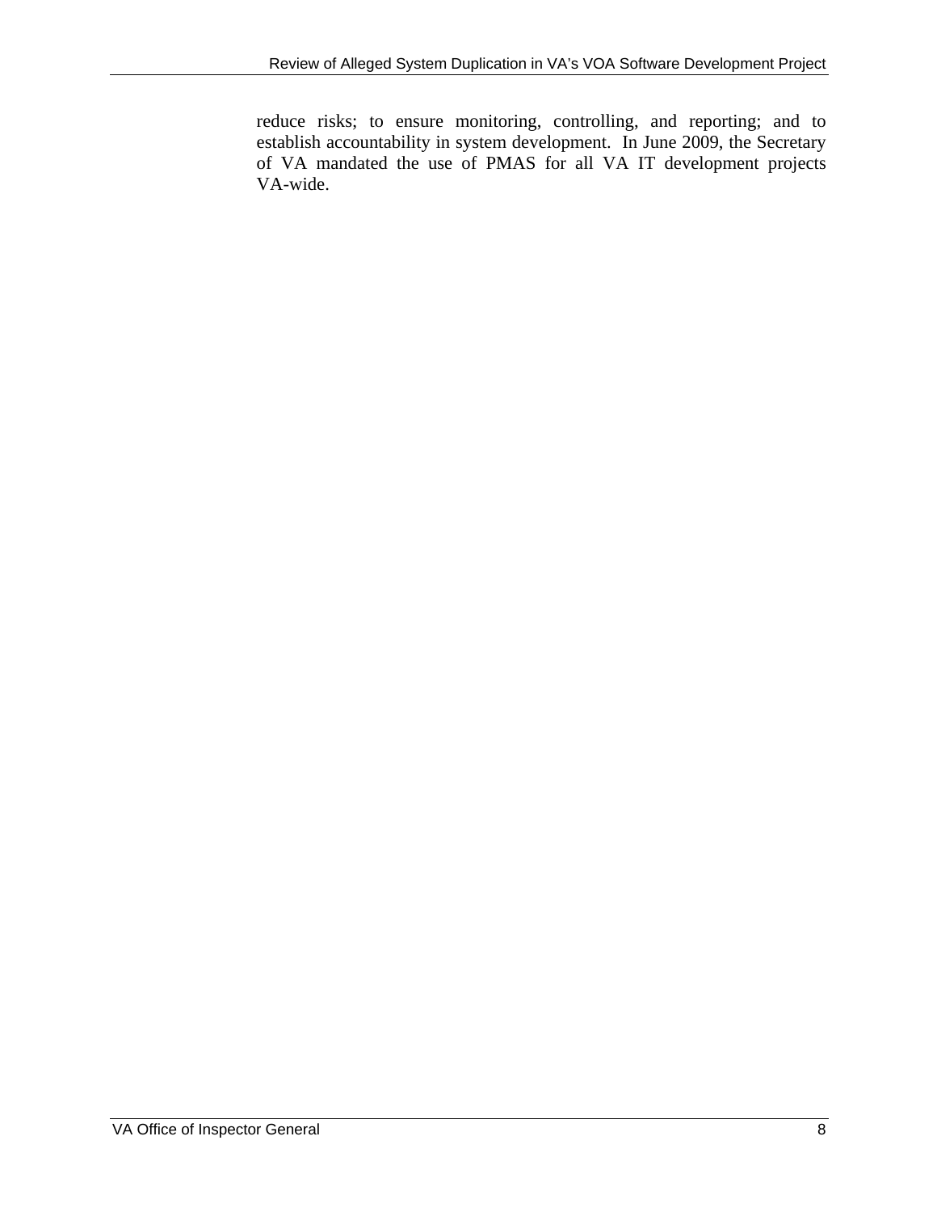reduce risks; to ensure monitoring, controlling, and reporting; and to establish accountability in system development. In June 2009, the Secretary of VA mandated the use of PMAS for all VA IT development projects VA-wide.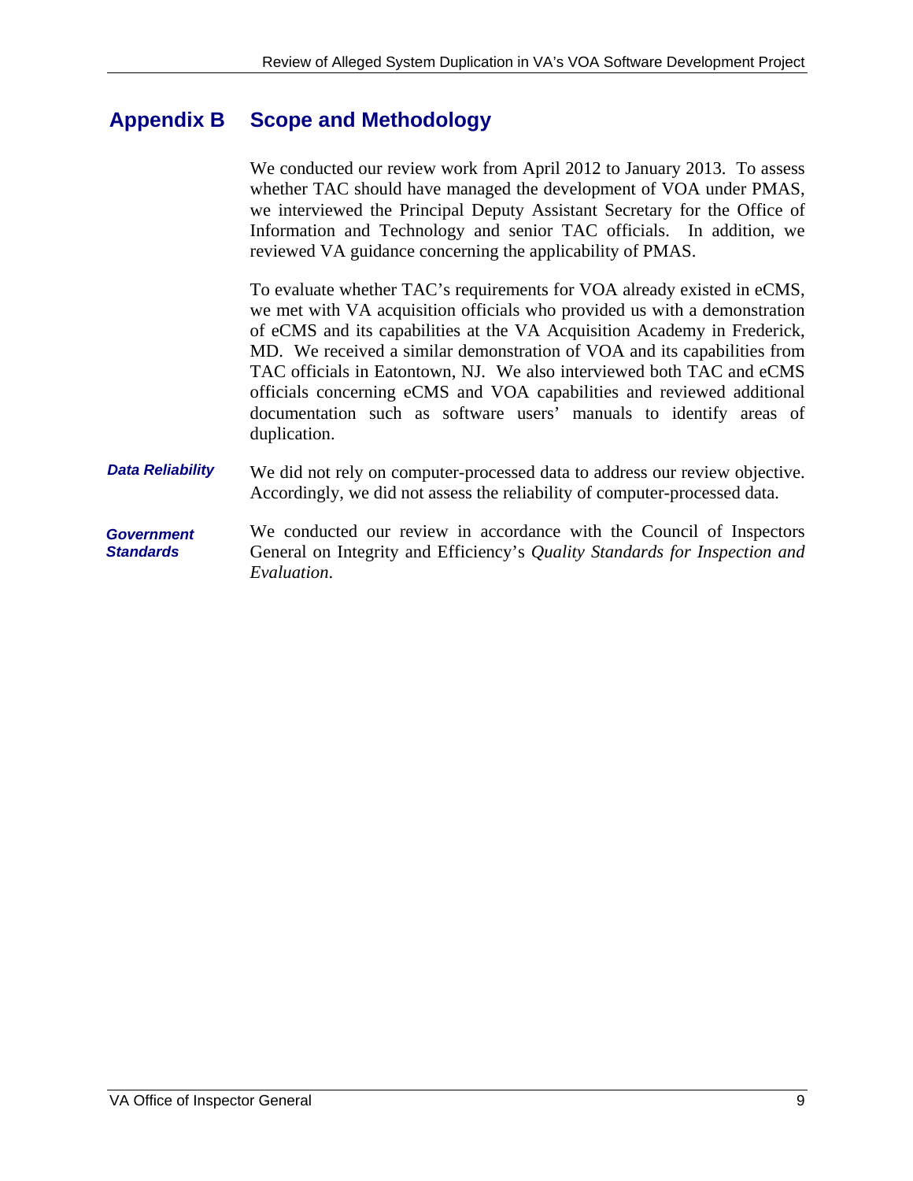## Appendix B Scope and Methodology

We conducted our review work from April 2012 to January 2013. To assess whether TAC should have managed the development of VOA under PMAS, we interviewed the Principal Deputy Assistant Secretary for the Office of Information and Technology and senior TAC officials. In addition, we reviewed VA guidance concerning the applicability of PMAS.

To evaluate whether TAC's requirements for VOA already existed in eCMS, we met with VA acquisition officials who provided us with a demonstration of eCMS and its capabilities at the VA Acquisition Academy in Frederick, MD. We received a similar demonstration of VOA and its capabilities from TAC officials in Eatontown, NJ. We also interviewed both TAC and eCMS officials concerning eCMS and VOA capabilities and reviewed additional documentation such as software users' manuals to identify areas of duplication.

***Data Reliability***

We did not rely on computer-processed data to address our review objective. Accordingly, we did not assess the reliability of computer-processed data.

***Government Standards***

We conducted our review in accordance with the Council of Inspectors General on Integrity and Efficiency's *Quality Standards for Inspection and Evaluation.*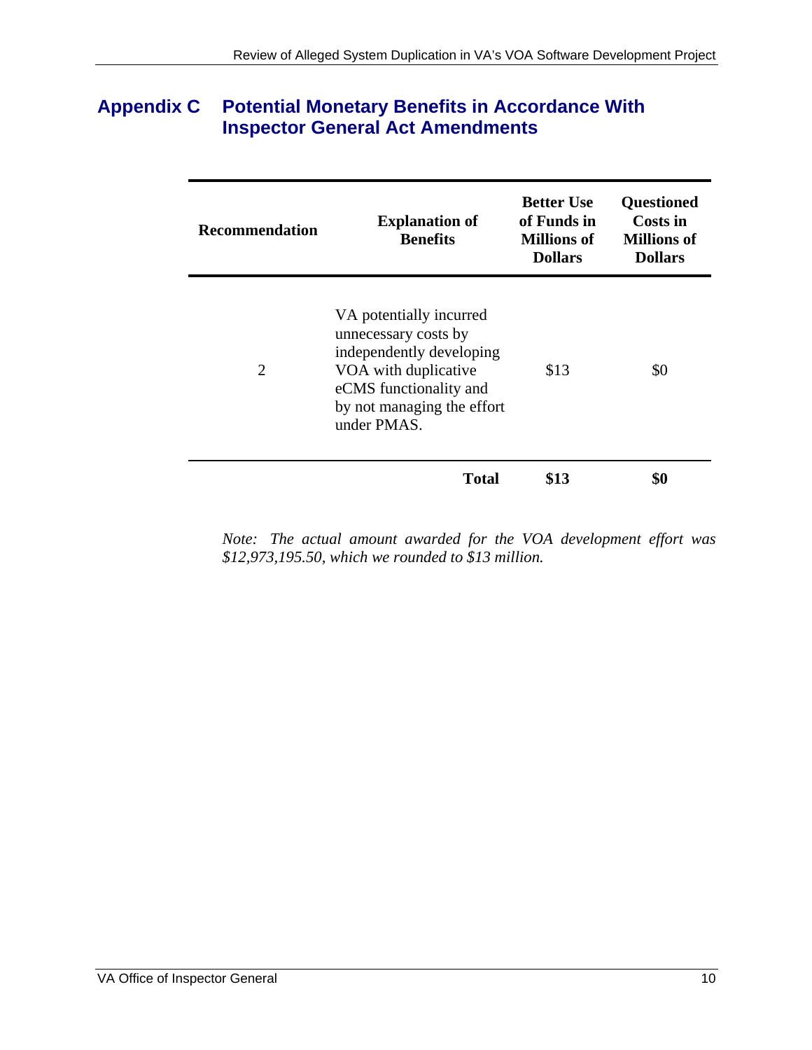## Appendix C Potential Monetary Benefits in Accordance With Inspector General Act Amendments

| Recommendation | Explanation of Benefits | Better Use of Funds in Millions of Dollars | Questioned Costs in Millions of Dollars |
|---|---|---|---|
| 2 | VA potentially incurred unnecessary costs by independently developing VOA with duplicative eCMS functionality and by not managing the effort under PMAS. | $13 | $0 |
| | **Total** | **$13** | **$0** |

*Note: The actual amount awarded for the VOA development effort was $12,973,195.50, which we rounded to $13 million.*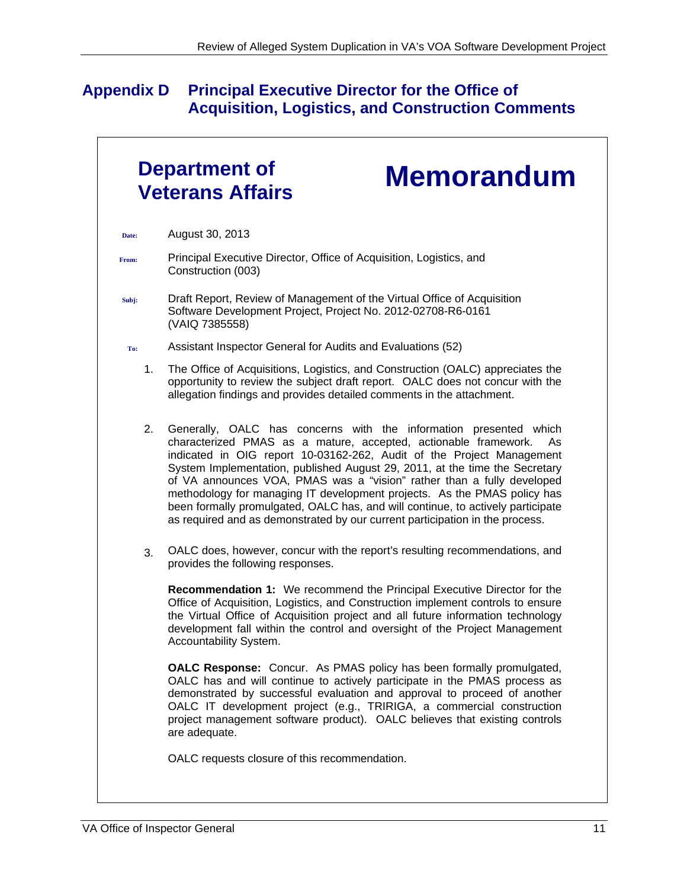## Appendix D Principal Executive Director for the Office of Acquisition, Logistics, and Construction Comments

**Department of Veterans Affairs**

# Memorandum

**Date:** August 30, 2013

**From:** Principal Executive Director, Office of Acquisition, Logistics, and Construction (003)

**Subj:** Draft Report, Review of Management of the Virtual Office of Acquisition Software Development Project, Project No. 2012-02708-R6-0161 (VAIQ 7385558)

**To:** Assistant Inspector General for Audits and Evaluations (52)

1. The Office of Acquisitions, Logistics, and Construction (OALC) appreciates the opportunity to review the subject draft report. OALC does not concur with the allegation findings and provides detailed comments in the attachment.

2. Generally, OALC has concerns with the information presented which characterized PMAS as a mature, accepted, actionable framework. As indicated in OIG report 10-03162-262, Audit of the Project Management System Implementation, published August 29, 2011, at the time the Secretary of VA announces VOA, PMAS was a "vision" rather than a fully developed methodology for managing IT development projects. As the PMAS policy has been formally promulgated, OALC has, and will continue, to actively participate as required and as demonstrated by our current participation in the process.

3. OALC does, however, concur with the report's resulting recommendations, and provides the following responses.

   **Recommendation 1:** We recommend the Principal Executive Director for the Office of Acquisition, Logistics, and Construction implement controls to ensure the Virtual Office of Acquisition project and all future information technology development fall within the control and oversight of the Project Management Accountability System.

   **OALC Response:** Concur. As PMAS policy has been formally promulgated, OALC has and will continue to actively participate in the PMAS process as demonstrated by successful evaluation and approval to proceed of another OALC IT development project (e.g., TRIRIGA, a commercial construction project management software product). OALC believes that existing controls are adequate.

   OALC requests closure of this recommendation.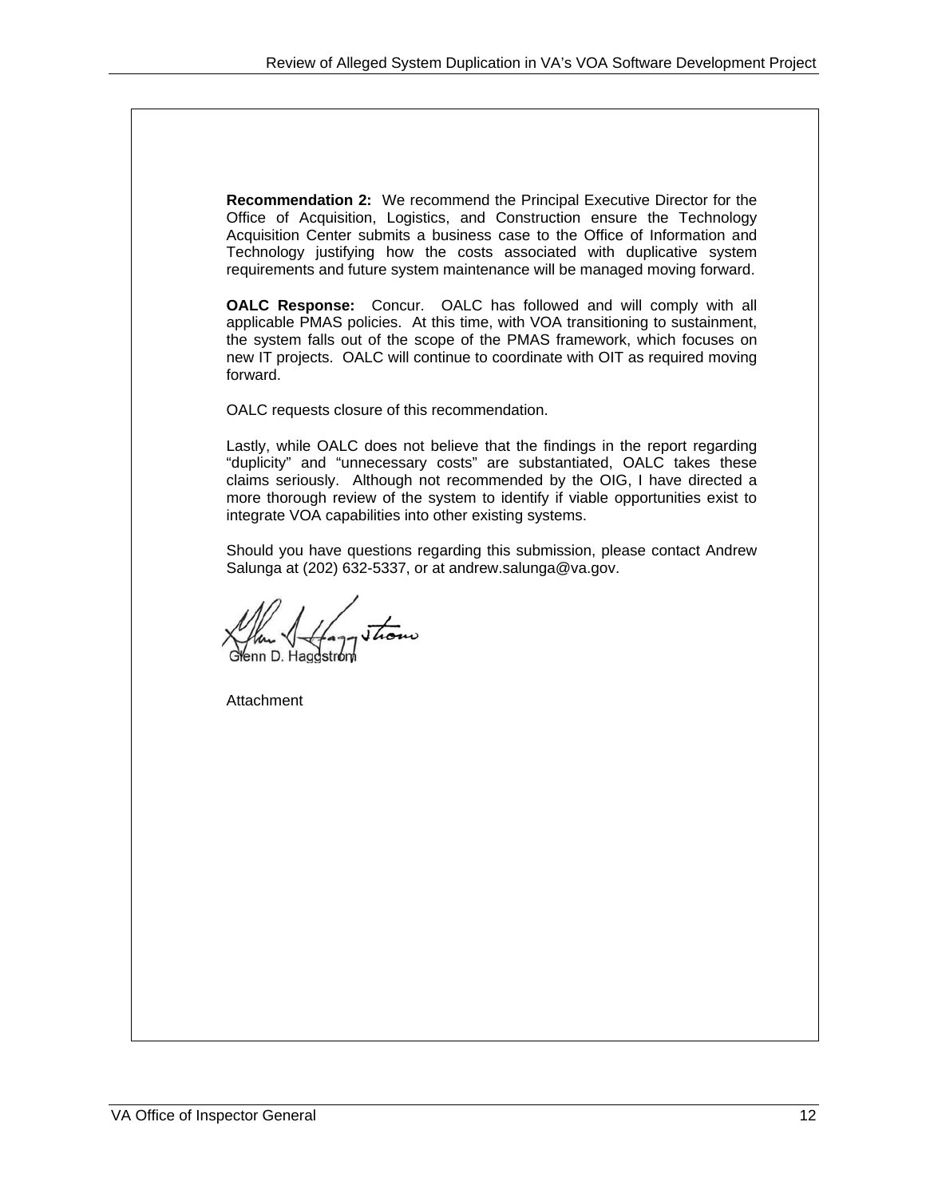**Recommendation 2:** We recommend the Principal Executive Director for the Office of Acquisition, Logistics, and Construction ensure the Technology Acquisition Center submits a business case to the Office of Information and Technology justifying how the costs associated with duplicative system requirements and future system maintenance will be managed moving forward.

**OALC Response:** Concur. OALC has followed and will comply with all applicable PMAS policies. At this time, with VOA transitioning to sustainment, the system falls out of the scope of the PMAS framework, which focuses on new IT projects. OALC will continue to coordinate with OIT as required moving forward.

OALC requests closure of this recommendation.

Lastly, while OALC does not believe that the findings in the report regarding "duplicity" and "unnecessary costs" are substantiated, OALC takes these claims seriously. Although not recommended by the OIG, I have directed a more thorough review of the system to identify if viable opportunities exist to integrate VOA capabilities into other existing systems.

Should you have questions regarding this submission, please contact Andrew Salunga at (202) 632-5337, or at andrew.salunga@va.gov.

Glenn D. Haggstrom

Attachment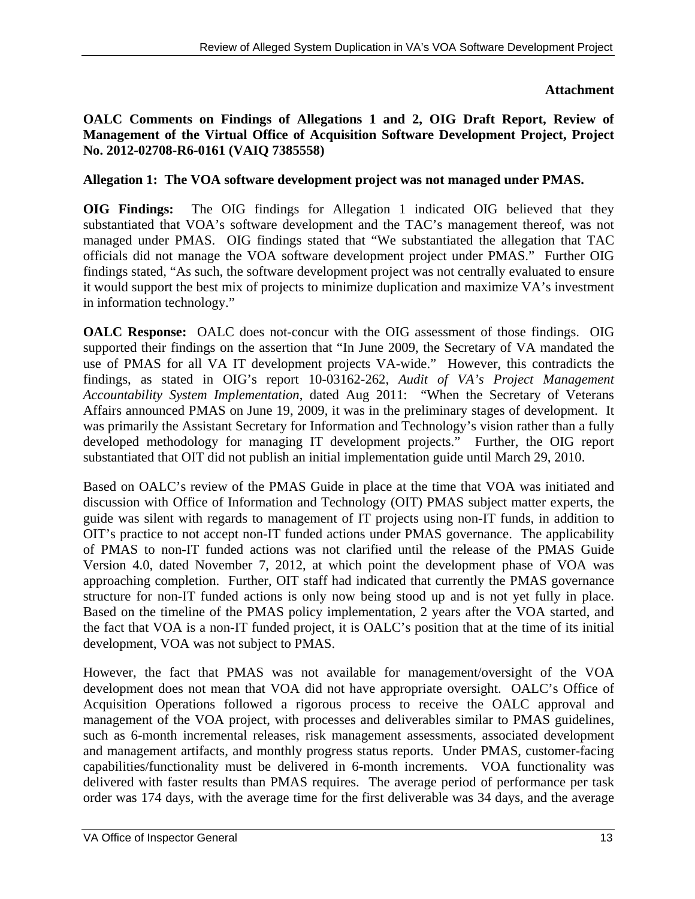**Attachment**

**OALC Comments on Findings of Allegations 1 and 2, OIG Draft Report, Review of Management of the Virtual Office of Acquisition Software Development Project, Project No. 2012-02708-R6-0161 (VAIQ 7385558)**

**Allegation 1: The VOA software development project was not managed under PMAS.**

**OIG Findings:** The OIG findings for Allegation 1 indicated OIG believed that they substantiated that VOA's software development and the TAC's management thereof, was not managed under PMAS. OIG findings stated that "We substantiated the allegation that TAC officials did not manage the VOA software development project under PMAS." Further OIG findings stated, "As such, the software development project was not centrally evaluated to ensure it would support the best mix of projects to minimize duplication and maximize VA's investment in information technology."

**OALC Response:** OALC does not-concur with the OIG assessment of those findings. OIG supported their findings on the assertion that "In June 2009, the Secretary of VA mandated the use of PMAS for all VA IT development projects VA-wide." However, this contradicts the findings, as stated in OIG's report 10-03162-262, *Audit of VA's Project Management Accountability System Implementation*, dated Aug 2011: "When the Secretary of Veterans Affairs announced PMAS on June 19, 2009, it was in the preliminary stages of development. It was primarily the Assistant Secretary for Information and Technology's vision rather than a fully developed methodology for managing IT development projects." Further, the OIG report substantiated that OIT did not publish an initial implementation guide until March 29, 2010.

Based on OALC's review of the PMAS Guide in place at the time that VOA was initiated and discussion with Office of Information and Technology (OIT) PMAS subject matter experts, the guide was silent with regards to management of IT projects using non-IT funds, in addition to OIT's practice to not accept non-IT funded actions under PMAS governance. The applicability of PMAS to non-IT funded actions was not clarified until the release of the PMAS Guide Version 4.0, dated November 7, 2012, at which point the development phase of VOA was approaching completion. Further, OIT staff had indicated that currently the PMAS governance structure for non-IT funded actions is only now being stood up and is not yet fully in place. Based on the timeline of the PMAS policy implementation, 2 years after the VOA started, and the fact that VOA is a non-IT funded project, it is OALC's position that at the time of its initial development, VOA was not subject to PMAS.

However, the fact that PMAS was not available for management/oversight of the VOA development does not mean that VOA did not have appropriate oversight. OALC's Office of Acquisition Operations followed a rigorous process to receive the OALC approval and management of the VOA project, with processes and deliverables similar to PMAS guidelines, such as 6-month incremental releases, risk management assessments, associated development and management artifacts, and monthly progress status reports. Under PMAS, customer-facing capabilities/functionality must be delivered in 6-month increments. VOA functionality was delivered with faster results than PMAS requires. The average period of performance per task order was 174 days, with the average time for the first deliverable was 34 days, and the average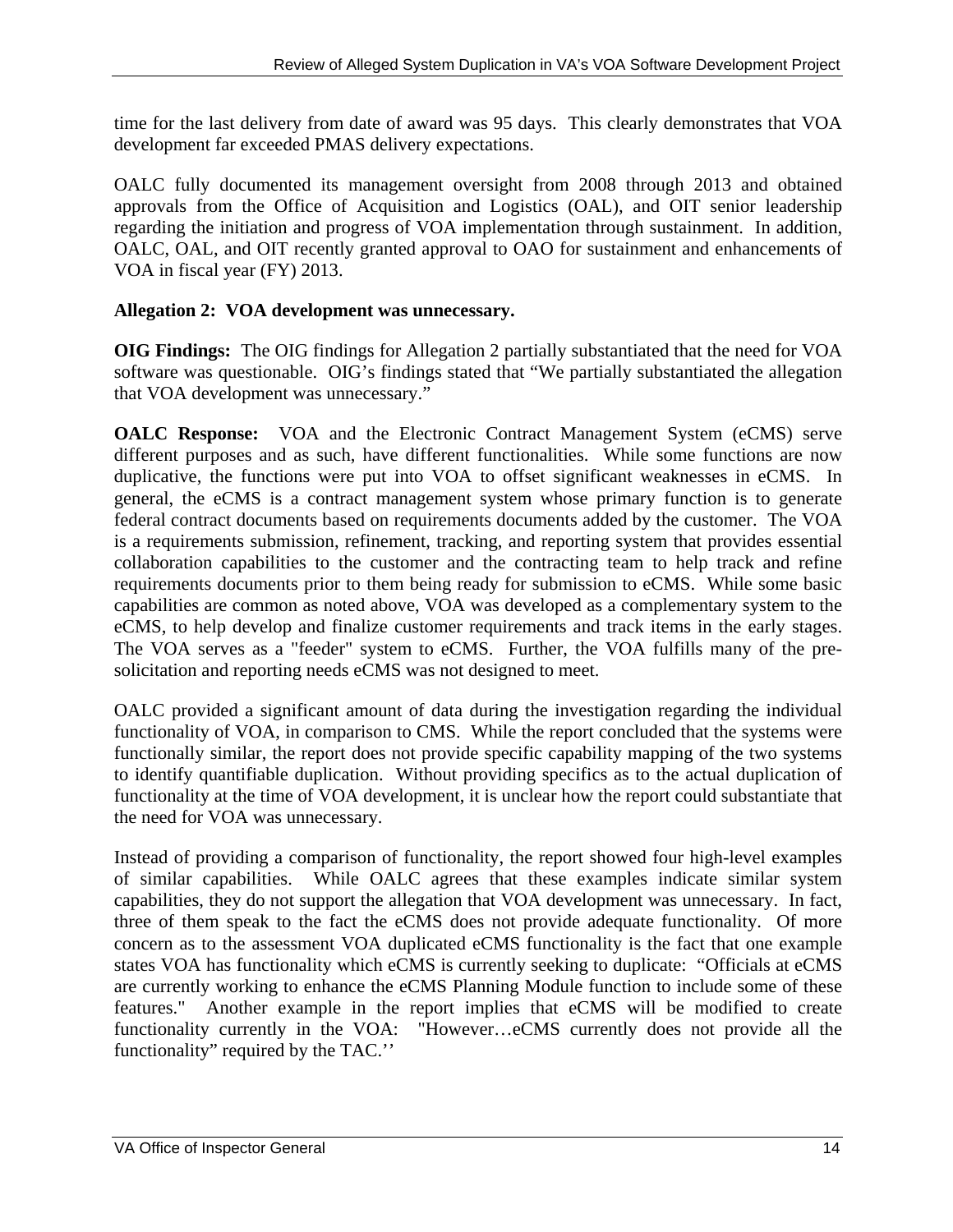time for the last delivery from date of award was 95 days. This clearly demonstrates that VOA development far exceeded PMAS delivery expectations.

OALC fully documented its management oversight from 2008 through 2013 and obtained approvals from the Office of Acquisition and Logistics (OAL), and OIT senior leadership regarding the initiation and progress of VOA implementation through sustainment. In addition, OALC, OAL, and OIT recently granted approval to OAO for sustainment and enhancements of VOA in fiscal year (FY) 2013.

**Allegation 2: VOA development was unnecessary.**

**OIG Findings:** The OIG findings for Allegation 2 partially substantiated that the need for VOA software was questionable. OIG's findings stated that "We partially substantiated the allegation that VOA development was unnecessary."

**OALC Response:** VOA and the Electronic Contract Management System (eCMS) serve different purposes and as such, have different functionalities. While some functions are now duplicative, the functions were put into VOA to offset significant weaknesses in eCMS. In general, the eCMS is a contract management system whose primary function is to generate federal contract documents based on requirements documents added by the customer. The VOA is a requirements submission, refinement, tracking, and reporting system that provides essential collaboration capabilities to the customer and the contracting team to help track and refine requirements documents prior to them being ready for submission to eCMS. While some basic capabilities are common as noted above, VOA was developed as a complementary system to the eCMS, to help develop and finalize customer requirements and track items in the early stages. The VOA serves as a "feeder" system to eCMS. Further, the VOA fulfills many of the pre-solicitation and reporting needs eCMS was not designed to meet.

OALC provided a significant amount of data during the investigation regarding the individual functionality of VOA, in comparison to CMS. While the report concluded that the systems were functionally similar, the report does not provide specific capability mapping of the two systems to identify quantifiable duplication. Without providing specifics as to the actual duplication of functionality at the time of VOA development, it is unclear how the report could substantiate that the need for VOA was unnecessary.

Instead of providing a comparison of functionality, the report showed four high-level examples of similar capabilities. While OALC agrees that these examples indicate similar system capabilities, they do not support the allegation that VOA development was unnecessary. In fact, three of them speak to the fact the eCMS does not provide adequate functionality. Of more concern as to the assessment VOA duplicated eCMS functionality is the fact that one example states VOA has functionality which eCMS is currently seeking to duplicate: "Officials at eCMS are currently working to enhance the eCMS Planning Module function to include some of these features." Another example in the report implies that eCMS will be modified to create functionality currently in the VOA: "However…eCMS currently does not provide all the functionality" required by the TAC.''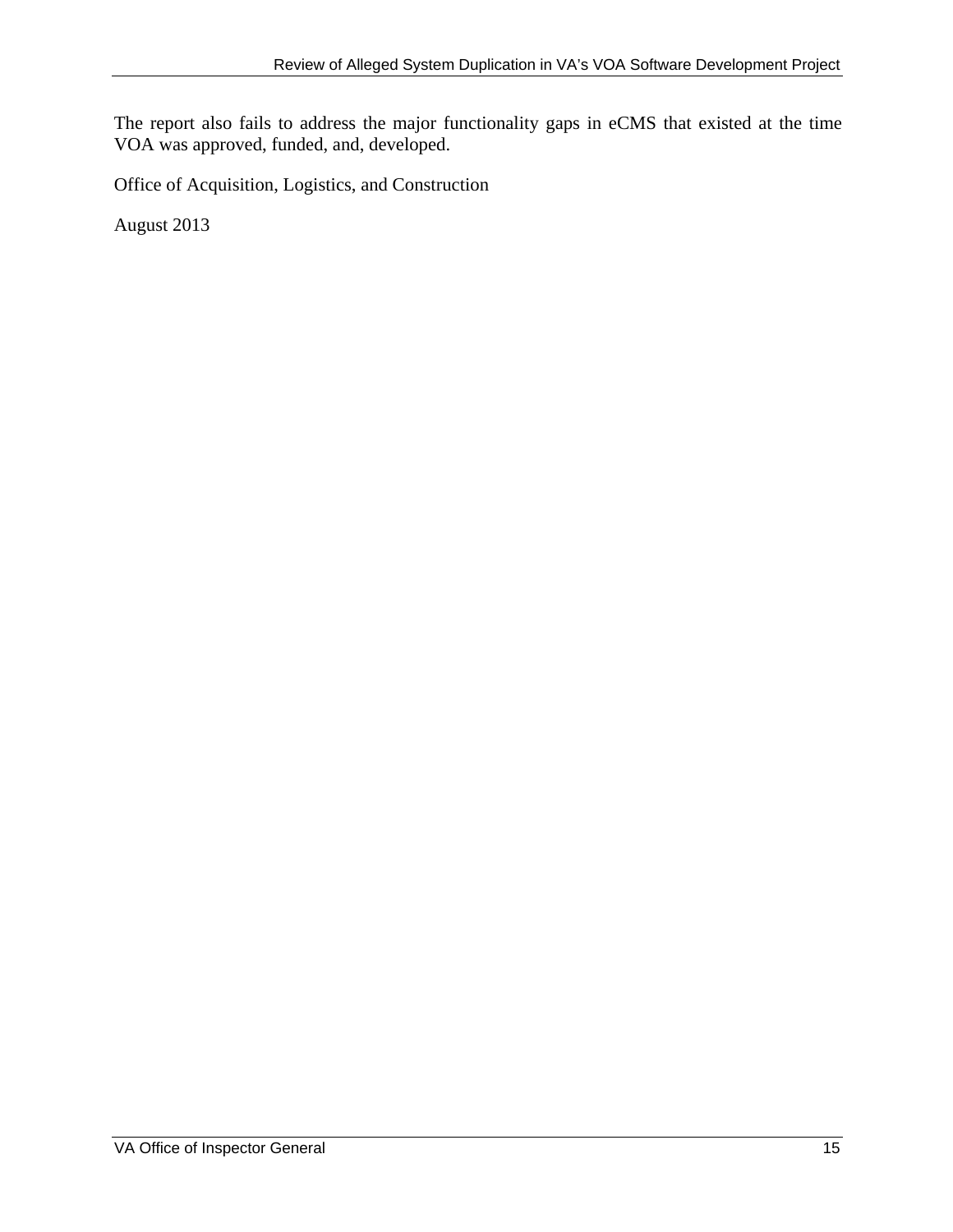The report also fails to address the major functionality gaps in eCMS that existed at the time VOA was approved, funded, and, developed.

Office of Acquisition, Logistics, and Construction

August 2013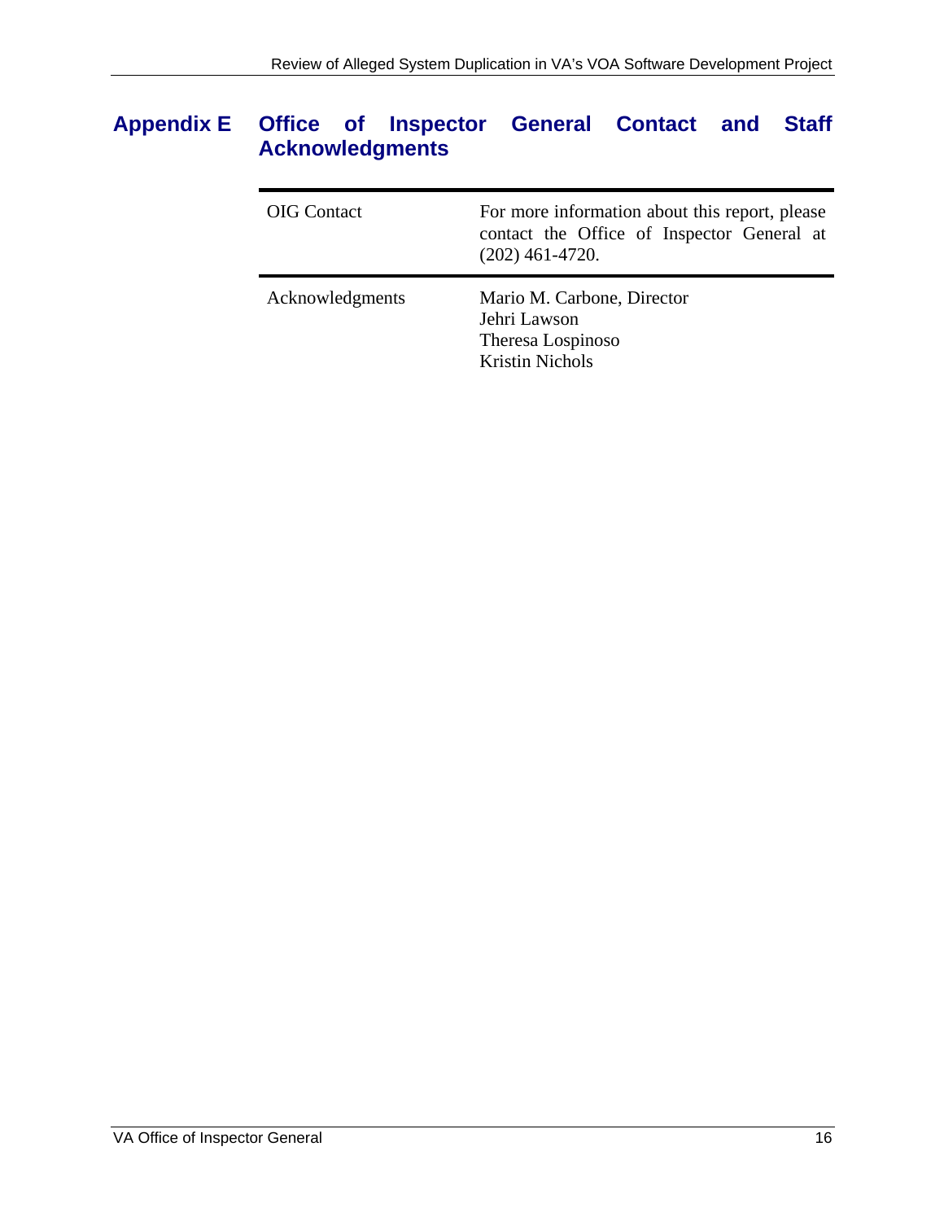## Appendix E Office of Inspector General Contact and Staff Acknowledgments

| | |
|---|---|
| OIG Contact | For more information about this report, please contact the Office of Inspector General at (202) 461-4720. |
| Acknowledgments | Mario M. Carbone, Director<br>Jehri Lawson<br>Theresa Lospinoso<br>Kristin Nichols |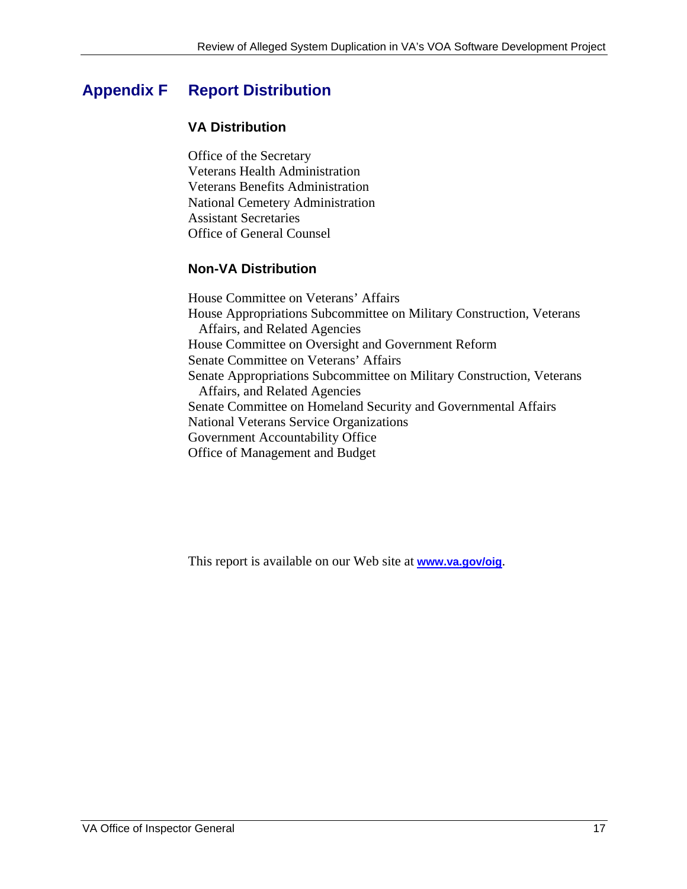## Appendix F Report Distribution

### VA Distribution

Office of the Secretary
Veterans Health Administration
Veterans Benefits Administration
National Cemetery Administration
Assistant Secretaries
Office of General Counsel

### Non-VA Distribution

House Committee on Veterans' Affairs
House Appropriations Subcommittee on Military Construction, Veterans Affairs, and Related Agencies
House Committee on Oversight and Government Reform
Senate Committee on Veterans' Affairs
Senate Appropriations Subcommittee on Military Construction, Veterans Affairs, and Related Agencies
Senate Committee on Homeland Security and Governmental Affairs
National Veterans Service Organizations
Government Accountability Office
Office of Management and Budget

This report is available on our Web site at **www.va.gov/oig**.